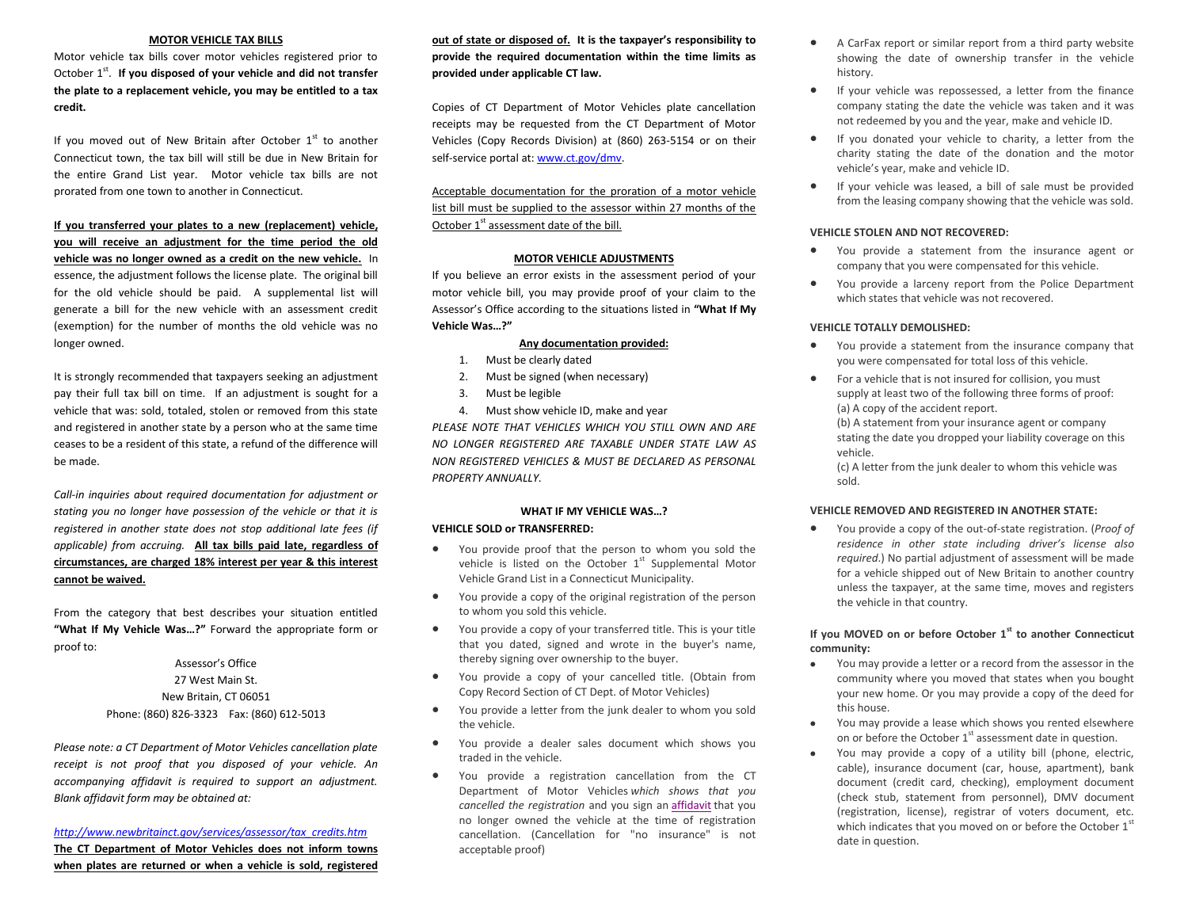## MOTOR VEHICLE TAX BILLS

Motor vehicle tax bills cover motor vehicles registered prior to October 1st. **If you disposed of your vehicle and did not transfer the plate to a replacement vehicle, you may be entitled to a tax credit.**

If you moved out of New Britain after October 1st to another Connecticut town, the tax bill will still be due in New Britain for the entire Grand List year. Motor vehicle tax bills are not prorated from one town to another in Connecticut.

<u>**If you transferred your plates to a new (replacement) vehicle, you will receive an adjustment for the time period the old vehicle was no longer owned as a credit on the new vehicle.**</u> In essence, the adjustment follows the license plate. The original bill for the old vehicle should be paid. A supplemental list will generate a bill for the new vehicle with an assessment credit (exemption) for the number of months the old vehicle was no longer owned.

It is strongly recommended that taxpayers seeking an adjustment pay their full tax bill on time. If an adjustment is sought for a vehicle that was: sold, totaled, stolen or removed from this state and registered in another state by a person who at the same time ceases to be a resident of this state, a refund of the difference will be made.

*Call-in inquiries about required documentation for adjustment or stating you no longer have possession of the vehicle or that it is registered in another state does not stop additional late fees (if applicable) from accruing.* <u>**All tax bills paid late, regardless of circumstances, are charged 18% interest per year & this interest cannot be waived.**</u>

From the category that best describes your situation entitled **"What If My Vehicle Was…?"** Forward the appropriate form or proof to:

Assessor's Office
27 West Main St.
New Britain, CT 06051
Phone: (860) 826-3323 Fax: (860) 612-5013

*Please note: a CT Department of Motor Vehicles cancellation plate receipt is not proof that you disposed of your vehicle. An accompanying affidavit is required to support an adjustment. Blank affidavit form may be obtained at:*

*<u>http://www.newbritainct.gov/services/assessor/tax_credits.htm</u>*

<u>**The CT Department of Motor Vehicles does not inform towns when plates are returned or when a vehicle is sold, registered out of state or disposed of.**</u> **It is the taxpayer's responsibility to provide the required documentation within the time limits as provided under applicable CT law.**

Copies of CT Department of Motor Vehicles plate cancellation receipts may be requested from the CT Department of Motor Vehicles (Copy Records Division) at (860) 263-5154 or on their self-service portal at: www.ct.gov/dmv.

<u>Acceptable documentation for the proration of a motor vehicle list bill must be supplied to the assessor within 27 months of the October 1st assessment date of the bill.</u>

## MOTOR VEHICLE ADJUSTMENTS

If you believe an error exists in the assessment period of your motor vehicle bill, you may provide proof of your claim to the Assessor's Office according to the situations listed in **"What If My Vehicle Was…?"**

<u>**Any documentation provided:**</u>

1. Must be clearly dated
2. Must be signed (when necessary)
3. Must be legible
4. Must show vehicle ID, make and year

*PLEASE NOTE THAT VEHICLES WHICH YOU STILL OWN AND ARE NO LONGER REGISTERED ARE TAXABLE UNDER STATE LAW AS NON REGISTERED VEHICLES & MUST BE DECLARED AS PERSONAL PROPERTY ANNUALLY.*

## WHAT IF MY VEHICLE WAS…?

**VEHICLE SOLD or TRANSFERRED:**

- You provide proof that the person to whom you sold the vehicle is listed on the October 1st Supplemental Motor Vehicle Grand List in a Connecticut Municipality.
- You provide a copy of the original registration of the person to whom you sold this vehicle.
- You provide a copy of your transferred title. This is your title that you dated, signed and wrote in the buyer's name, thereby signing over ownership to the buyer.
- You provide a copy of your cancelled title. (Obtain from Copy Record Section of CT Dept. of Motor Vehicles)
- You provide a letter from the junk dealer to whom you sold the vehicle.
- You provide a dealer sales document which shows you traded in the vehicle.
- You provide a registration cancellation from the CT Department of Motor Vehicles *which shows that you cancelled the registration* and you sign an affidavit that you no longer owned the vehicle at the time of registration cancellation. (Cancellation for "no insurance" is not acceptable proof)
- A CarFax report or similar report from a third party website showing the date of ownership transfer in the vehicle history.
- If your vehicle was repossessed, a letter from the finance company stating the date the vehicle was taken and it was not redeemed by you and the year, make and vehicle ID.
- If you donated your vehicle to charity, a letter from the charity stating the date of the donation and the motor vehicle's year, make and vehicle ID.
- If your vehicle was leased, a bill of sale must be provided from the leasing company showing that the vehicle was sold.

**VEHICLE STOLEN AND NOT RECOVERED:**

- You provide a statement from the insurance agent or company that you were compensated for this vehicle.
- You provide a larceny report from the Police Department which states that vehicle was not recovered.

**VEHICLE TOTALLY DEMOLISHED:**

- You provide a statement from the insurance company that you were compensated for total loss of this vehicle.
- For a vehicle that is not insured for collision, you must supply at least two of the following three forms of proof:
  (a) A copy of the accident report.
  (b) A statement from your insurance agent or company stating the date you dropped your liability coverage on this vehicle.
  (c) A letter from the junk dealer to whom this vehicle was sold.

**VEHICLE REMOVED AND REGISTERED IN ANOTHER STATE:**

- You provide a copy of the out-of-state registration. (*Proof of residence in other state including driver's license also required*.) No partial adjustment of assessment will be made for a vehicle shipped out of New Britain to another country unless the taxpayer, at the same time, moves and registers the vehicle in that country.

**If you MOVED on or before October 1st to another Connecticut community:**

- You may provide a letter or a record from the assessor in the community where you moved that states when you bought your new home. Or you may provide a copy of the deed for this house.
- You may provide a lease which shows you rented elsewhere on or before the October 1st assessment date in question.
- You may provide a copy of a utility bill (phone, electric, cable), insurance document (car, house, apartment), bank document (credit card, checking), employment document (check stub, statement from personnel), DMV document (registration, license), registrar of voters document, etc. which indicates that you moved on or before the October 1st date in question.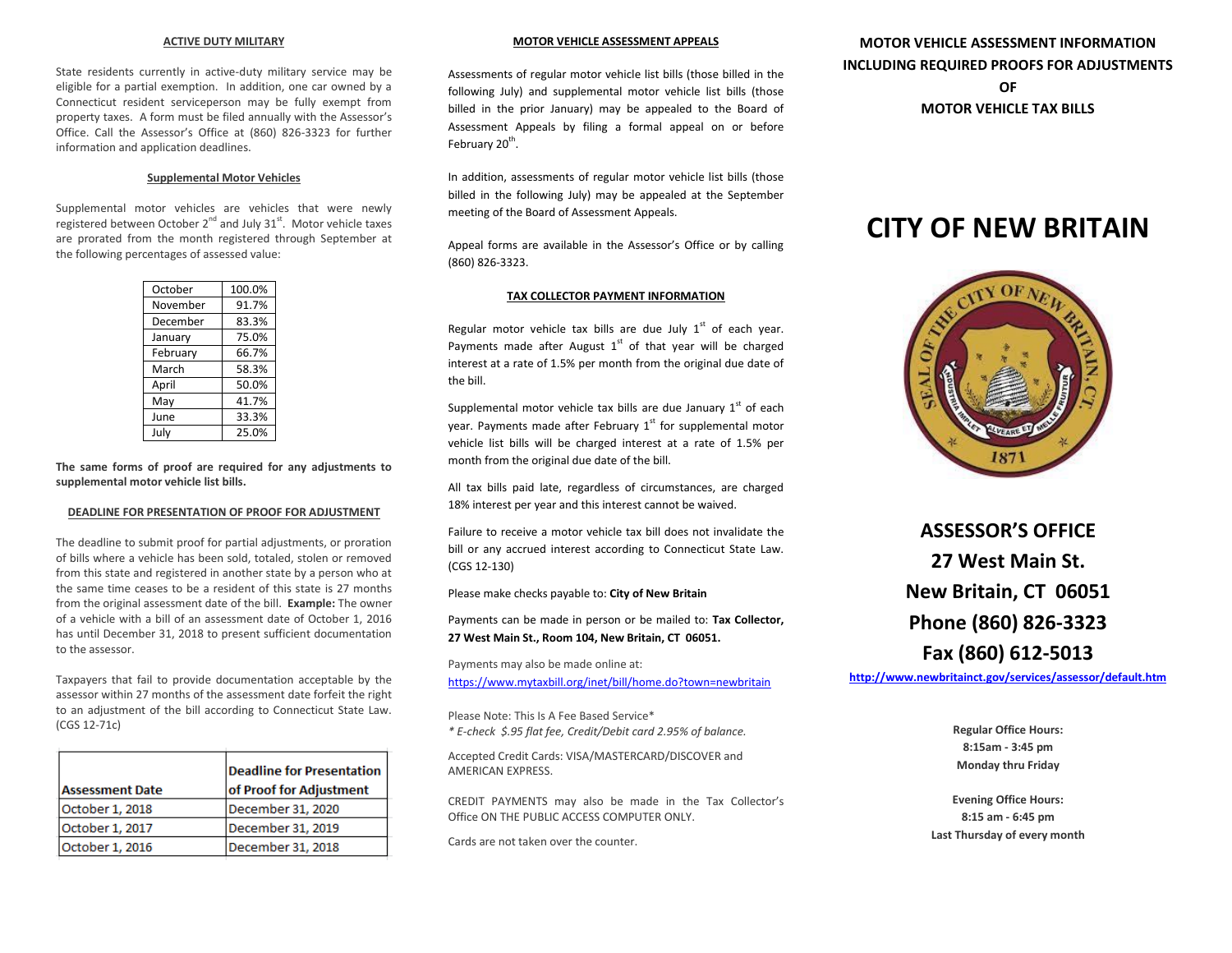## ACTIVE DUTY MILITARY

State residents currently in active-duty military service may be eligible for a partial exemption. In addition, one car owned by a Connecticut resident serviceperson may be fully exempt from property taxes. A form must be filed annually with the Assessor's Office. Call the Assessor's Office at (860) 826-3323 for further information and application deadlines.

### Supplemental Motor Vehicles

Supplemental motor vehicles are vehicles that were newly registered between October 2nd and July 31st. Motor vehicle taxes are prorated from the month registered through September at the following percentages of assessed value:

| | |
|---|---|
| October | 100.0% |
| November | 91.7% |
| December | 83.3% |
| January | 75.0% |
| February | 66.7% |
| March | 58.3% |
| April | 50.0% |
| May | 41.7% |
| June | 33.3% |
| July | 25.0% |

**The same forms of proof are required for any adjustments to supplemental motor vehicle list bills.**

## DEADLINE FOR PRESENTATION OF PROOF FOR ADJUSTMENT

The deadline to submit proof for partial adjustments, or proration of bills where a vehicle has been sold, totaled, stolen or removed from this state and registered in another state by a person who at the same time ceases to be a resident of this state is 27 months from the original assessment date of the bill. **Example:** The owner of a vehicle with a bill of an assessment date of October 1, 2016 has until December 31, 2018 to present sufficient documentation to the assessor.

Taxpayers that fail to provide documentation acceptable by the assessor within 27 months of the assessment date forfeit the right to an adjustment of the bill according to Connecticut State Law. (CGS 12-71c)

| Assessment Date | Deadline for Presentation of Proof for Adjustment |
|---|---|
| October 1, 2018 | December 31, 2020 |
| October 1, 2017 | December 31, 2019 |
| October 1, 2016 | December 31, 2018 |

## MOTOR VEHICLE ASSESSMENT APPEALS

Assessments of regular motor vehicle list bills (those billed in the following July) and supplemental motor vehicle list bills (those billed in the prior January) may be appealed to the Board of Assessment Appeals by filing a formal appeal on or before February 20th.

In addition, assessments of regular motor vehicle list bills (those billed in the following July) may be appealed at the September meeting of the Board of Assessment Appeals.

Appeal forms are available in the Assessor's Office or by calling (860) 826-3323.

## TAX COLLECTOR PAYMENT INFORMATION

Regular motor vehicle tax bills are due July 1st of each year. Payments made after August 1st of that year will be charged interest at a rate of 1.5% per month from the original due date of the bill.

Supplemental motor vehicle tax bills are due January 1st of each year. Payments made after February 1st for supplemental motor vehicle list bills will be charged interest at a rate of 1.5% per month from the original due date of the bill.

All tax bills paid late, regardless of circumstances, are charged 18% interest per year and this interest cannot be waived.

Failure to receive a motor vehicle tax bill does not invalidate the bill or any accrued interest according to Connecticut State Law. (CGS 12-130)

Please make checks payable to: **City of New Britain**

Payments can be made in person or be mailed to: **Tax Collector, 27 West Main St., Room 104, New Britain, CT 06051.**

Payments may also be made online at:
https://www.mytaxbill.org/inet/bill/home.do?town=newbritain

Please Note: This Is A Fee Based Service*
*\* E-check $.95 flat fee, Credit/Debit card 2.95% of balance.*

Accepted Credit Cards: VISA/MASTERCARD/DISCOVER and AMERICAN EXPRESS.

CREDIT PAYMENTS may also be made in the Tax Collector's Office ON THE PUBLIC ACCESS COMPUTER ONLY.

Cards are not taken over the counter.

## MOTOR VEHICLE ASSESSMENT INFORMATION INCLUDING REQUIRED PROOFS FOR ADJUSTMENTS OF MOTOR VEHICLE TAX BILLS

# CITY OF NEW BRITAIN

## ASSESSOR'S OFFICE
## 27 West Main St.
## New Britain, CT 06051
## Phone (860) 826-3323
## Fax (860) 612-5013

http://www.newbritainct.gov/services/assessor/default.htm

**Regular Office Hours:**
**8:15am - 3:45 pm**
**Monday thru Friday**

**Evening Office Hours:**
**8:15 am - 6:45 pm**
**Last Thursday of every month**